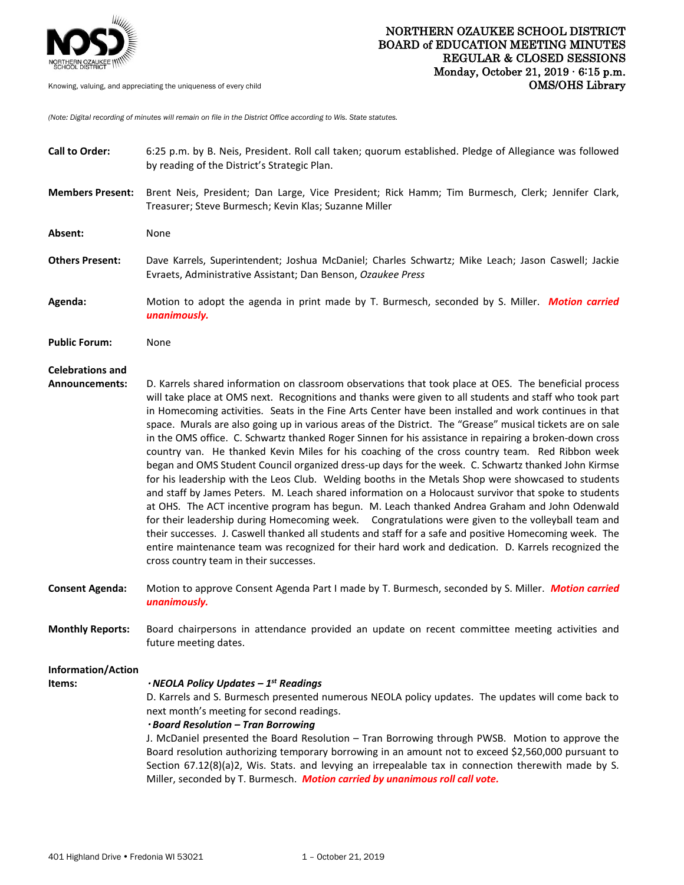Knowing, valuing, and appreciating the uniqueness of every child

# NORTHERN OZAUKEE SCHOOL DISTRICT
## BOARD of EDUCATION MEETING MINUTES
## REGULAR & CLOSED SESSIONS
**Monday, October 21, 2019 · 6:15 p.m.**
**OMS/OHS Library**

*(Note: Digital recording of minutes will remain on file in the District Office according to Wis. State statutes.*

**Call to Order:** 6:25 p.m. by B. Neis, President. Roll call taken; quorum established. Pledge of Allegiance was followed by reading of the District's Strategic Plan.

**Members Present:** Brent Neis, President; Dan Large, Vice President; Rick Hamm; Tim Burmesch, Clerk; Jennifer Clark, Treasurer; Steve Burmesch; Kevin Klas; Suzanne Miller

**Absent:** None

**Others Present:** Dave Karrels, Superintendent; Joshua McDaniel; Charles Schwartz; Mike Leach; Jason Caswell; Jackie Evraets, Administrative Assistant; Dan Benson, *Ozaukee Press*

**Agenda:** Motion to adopt the agenda in print made by T. Burmesch, seconded by S. Miller. ***Motion carried unanimously.***

**Public Forum:** None

**Celebrations and Announcements:** D. Karrels shared information on classroom observations that took place at OES. The beneficial process will take place at OMS next. Recognitions and thanks were given to all students and staff who took part in Homecoming activities. Seats in the Fine Arts Center have been installed and work continues in that space. Murals are also going up in various areas of the District. The "Grease" musical tickets are on sale in the OMS office. C. Schwartz thanked Roger Sinnen for his assistance in repairing a broken-down cross country van. He thanked Kevin Miles for his coaching of the cross country team. Red Ribbon week began and OMS Student Council organized dress-up days for the week. C. Schwartz thanked John Kirmse for his leadership with the Leos Club. Welding booths in the Metals Shop were showcased to students and staff by James Peters. M. Leach shared information on a Holocaust survivor that spoke to students at OHS. The ACT incentive program has begun. M. Leach thanked Andrea Graham and John Odenwald for their leadership during Homecoming week. Congratulations were given to the volleyball team and their successes. J. Caswell thanked all students and staff for a safe and positive Homecoming week. The entire maintenance team was recognized for their hard work and dedication. D. Karrels recognized the cross country team in their successes.

**Consent Agenda:** Motion to approve Consent Agenda Part I made by T. Burmesch, seconded by S. Miller. ***Motion carried unanimously.***

**Monthly Reports:** Board chairpersons in attendance provided an update on recent committee meeting activities and future meeting dates.

**Information/Action Items:**

***· NEOLA Policy Updates – 1st Readings***

D. Karrels and S. Burmesch presented numerous NEOLA policy updates. The updates will come back to next month's meeting for second readings.

***· Board Resolution – Tran Borrowing***

J. McDaniel presented the Board Resolution – Tran Borrowing through PWSB. Motion to approve the Board resolution authorizing temporary borrowing in an amount not to exceed $2,560,000 pursuant to Section 67.12(8)(a)2, Wis. Stats. and levying an irrepealable tax in connection therewith made by S. Miller, seconded by T. Burmesch. ***Motion carried by unanimous roll call vote.***

401 Highland Drive • Fredonia WI 53021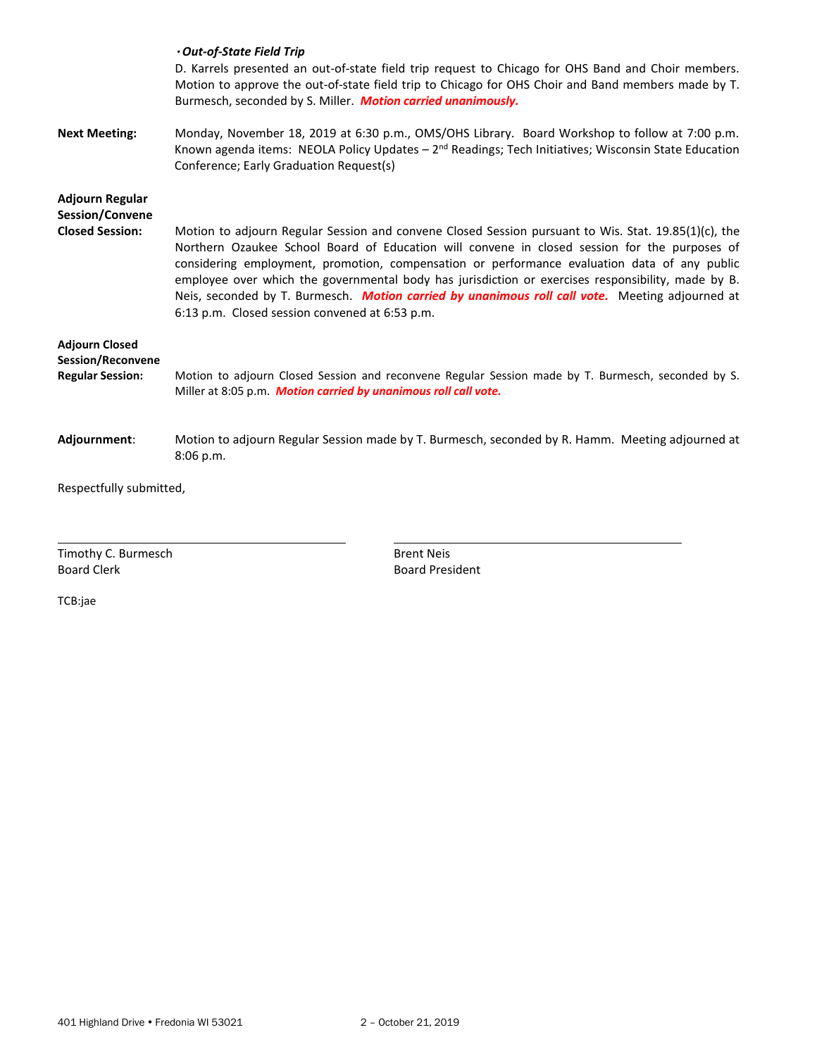**· *Out-of-State Field Trip***

D. Karrels presented an out-of-state field trip request to Chicago for OHS Band and Choir members. Motion to approve the out-of-state field trip to Chicago for OHS Choir and Band members made by T. Burmesch, seconded by S. Miller. ***Motion carried unanimously.***

**Next Meeting:** Monday, November 18, 2019 at 6:30 p.m., OMS/OHS Library. Board Workshop to follow at 7:00 p.m. Known agenda items: NEOLA Policy Updates – 2nd Readings; Tech Initiatives; Wisconsin State Education Conference; Early Graduation Request(s)

**Adjourn Regular Session/Convene Closed Session:** Motion to adjourn Regular Session and convene Closed Session pursuant to Wis. Stat. 19.85(1)(c), the Northern Ozaukee School Board of Education will convene in closed session for the purposes of considering employment, promotion, compensation or performance evaluation data of any public employee over which the governmental body has jurisdiction or exercises responsibility, made by B. Neis, seconded by T. Burmesch. ***Motion carried by unanimous roll call vote.*** Meeting adjourned at 6:13 p.m. Closed session convened at 6:53 p.m.

**Adjourn Closed Session/Reconvene Regular Session:** Motion to adjourn Closed Session and reconvene Regular Session made by T. Burmesch, seconded by S. Miller at 8:05 p.m. ***Motion carried by unanimous roll call vote.***

**Adjournment**: Motion to adjourn Regular Session made by T. Burmesch, seconded by R. Hamm. Meeting adjourned at 8:06 p.m.

Respectfully submitted,

Timothy C. Burmesch
Board Clerk

Brent Neis
Board President

TCB:jae